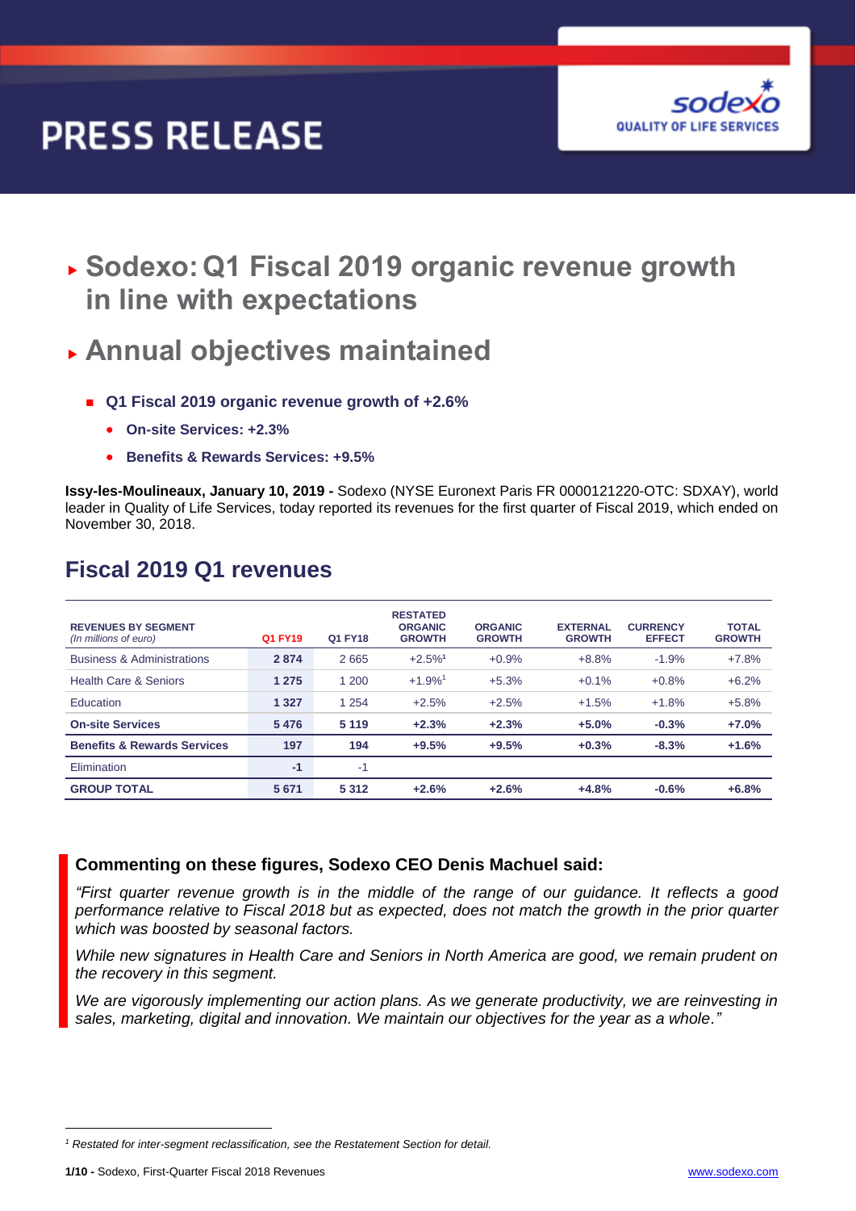# PRESS RELEASE

# Sodexo: Q1 Fiscal 2019 organic revenue growth in line with expectations

# Annual objectives maintained

- **Q1 Fiscal 2019 organic revenue growth of +2.6%**
  - **On-site Services: +2.3%**
  - **Benefits & Rewards Services: +9.5%**

**Issy-les-Moulineaux, January 10, 2019 -** Sodexo (NYSE Euronext Paris FR 0000121220-OTC: SDXAY), world leader in Quality of Life Services, today reported its revenues for the first quarter of Fiscal 2019, which ended on November 30, 2018.

## Fiscal 2019 Q1 revenues

| REVENUES BY SEGMENT *(In millions of euro)* | Q1 FY19 | Q1 FY18 | RESTATED ORGANIC GROWTH | ORGANIC GROWTH | EXTERNAL GROWTH | CURRENCY EFFECT | TOTAL GROWTH |
|---|---|---|---|---|---|---|---|
| Business & Administrations | **2 874** | 2 665 | +2.5%[1] | +0.9% | +8.8% | -1.9% | +7.8% |
| Health Care & Seniors | **1 275** | 1 200 | +1.9%[1] | +5.3% | +0.1% | +0.8% | +6.2% |
| Education | **1 327** | 1 254 | +2.5% | +2.5% | +1.5% | +1.8% | +5.8% |
| **On-site Services** | **5 476** | **5 119** | **+2.3%** | **+2.3%** | **+5.0%** | **-0.3%** | **+7.0%** |
| **Benefits & Rewards Services** | **197** | **194** | **+9.5%** | **+9.5%** | **+0.3%** | **-8.3%** | **+1.6%** |
| Elimination | **-1** | -1 | | | | | |
| **GROUP TOTAL** | **5 671** | **5 312** | **+2.6%** | **+2.6%** | **+4.8%** | **-0.6%** | **+6.8%** |

### Commenting on these figures, Sodexo CEO Denis Machuel said:

*"First quarter revenue growth is in the middle of the range of our guidance. It reflects a good performance relative to Fiscal 2018 but as expected, does not match the growth in the prior quarter which was boosted by seasonal factors.*

*While new signatures in Health Care and Seniors in North America are good, we remain prudent on the recovery in this segment.*

*We are vigorously implementing our action plans. As we generate productivity, we are reinvesting in sales, marketing, digital and innovation. We maintain our objectives for the year as a whole."*

[1] *Restated for inter-segment reclassification, see the Restatement Section for detail.*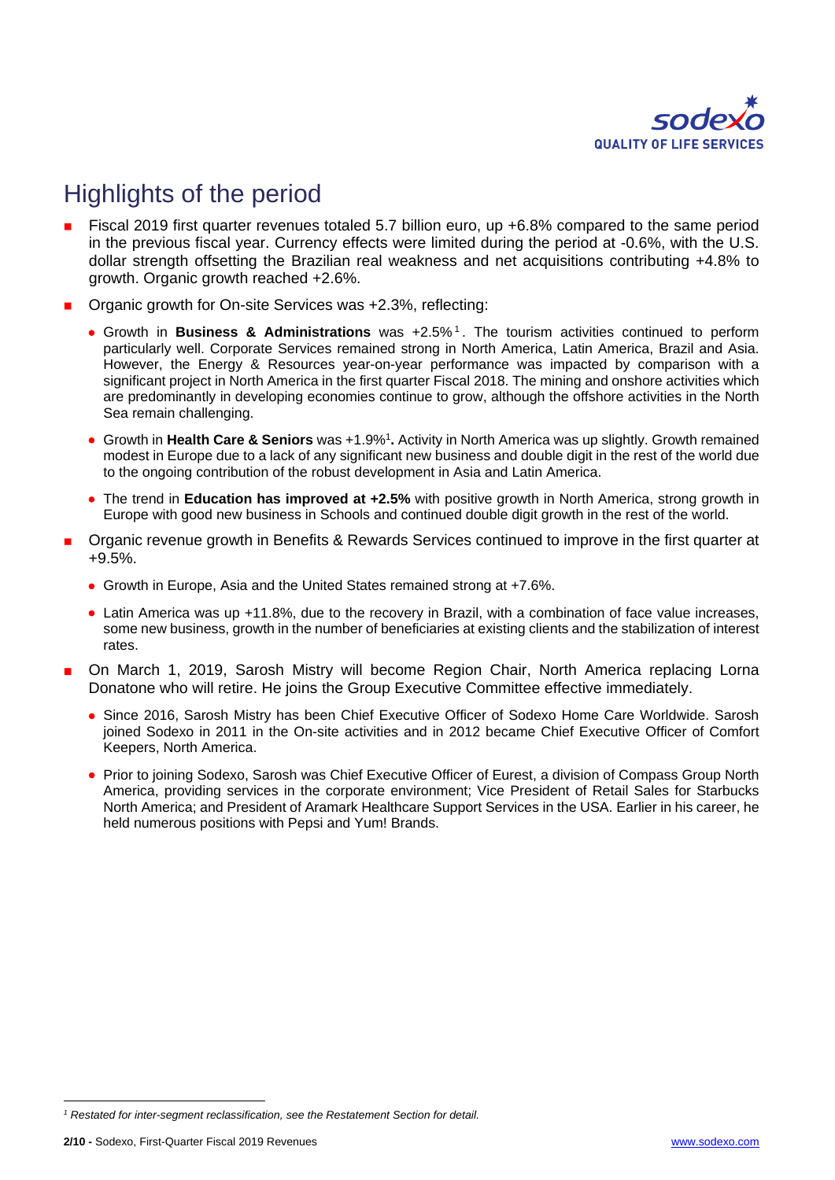# Highlights of the period

- Fiscal 2019 first quarter revenues totaled 5.7 billion euro, up +6.8% compared to the same period in the previous fiscal year. Currency effects were limited during the period at -0.6%, with the U.S. dollar strength offsetting the Brazilian real weakness and net acquisitions contributing +4.8% to growth. Organic growth reached +2.6%.
- Organic growth for On-site Services was +2.3%, reflecting:
  - Growth in **Business & Administrations** was +2.5%[1]. The tourism activities continued to perform particularly well. Corporate Services remained strong in North America, Latin America, Brazil and Asia. However, the Energy & Resources year-on-year performance was impacted by comparison with a significant project in North America in the first quarter Fiscal 2018. The mining and onshore activities which are predominantly in developing economies continue to grow, although the offshore activities in the North Sea remain challenging.
  - Growth in **Health Care & Seniors** was +1.9%[1]**.** Activity in North America was up slightly. Growth remained modest in Europe due to a lack of any significant new business and double digit in the rest of the world due to the ongoing contribution of the robust development in Asia and Latin America.
  - The trend in **Education has improved at +2.5%** with positive growth in North America, strong growth in Europe with good new business in Schools and continued double digit growth in the rest of the world.
- Organic revenue growth in Benefits & Rewards Services continued to improve in the first quarter at +9.5%.
  - Growth in Europe, Asia and the United States remained strong at +7.6%.
  - Latin America was up +11.8%, due to the recovery in Brazil, with a combination of face value increases, some new business, growth in the number of beneficiaries at existing clients and the stabilization of interest rates.
- On March 1, 2019, Sarosh Mistry will become Region Chair, North America replacing Lorna Donatone who will retire. He joins the Group Executive Committee effective immediately.
  - Since 2016, Sarosh Mistry has been Chief Executive Officer of Sodexo Home Care Worldwide. Sarosh joined Sodexo in 2011 in the On-site activities and in 2012 became Chief Executive Officer of Comfort Keepers, North America.
  - Prior to joining Sodexo, Sarosh was Chief Executive Officer of Eurest, a division of Compass Group North America, providing services in the corporate environment; Vice President of Retail Sales for Starbucks North America; and President of Aramark Healthcare Support Services in the USA. Earlier in his career, he held numerous positions with Pepsi and Yum! Brands.

---

*[1] Restated for inter-segment reclassification, see the Restatement Section for detail.*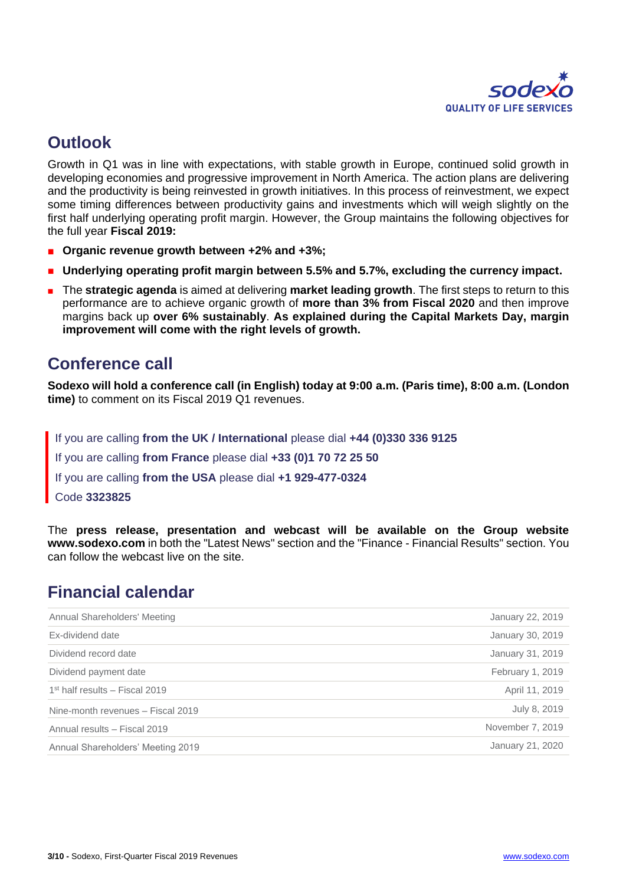## Outlook

Growth in Q1 was in line with expectations, with stable growth in Europe, continued solid growth in developing economies and progressive improvement in North America. The action plans are delivering and the productivity is being reinvested in growth initiatives. In this process of reinvestment, we expect some timing differences between productivity gains and investments which will weigh slightly on the first half underlying operating profit margin. However, the Group maintains the following objectives for the full year **Fiscal 2019:**

- **Organic revenue growth between +2% and +3%;**
- **Underlying operating profit margin between 5.5% and 5.7%, excluding the currency impact.**
- The **strategic agenda** is aimed at delivering **market leading growth**. The first steps to return to this performance are to achieve organic growth of **more than 3% from Fiscal 2020** and then improve margins back up **over 6% sustainably**. **As explained during the Capital Markets Day, margin improvement will come with the right levels of growth.**

## Conference call

**Sodexo will hold a conference call (in English) today at 9:00 a.m. (Paris time), 8:00 a.m. (London time)** to comment on its Fiscal 2019 Q1 revenues.

If you are calling **from the UK / International** please dial **+44 (0)330 336 9125**

If you are calling **from France** please dial **+33 (0)1 70 72 25 50**

If you are calling **from the USA** please dial **+1 929-477-0324**

Code **3323825**

The **press release, presentation and webcast will be available on the Group website www.sodexo.com** in both the "Latest News" section and the "Finance - Financial Results" section. You can follow the webcast live on the site.

## Financial calendar

| | |
|---|---|
| Annual Shareholders' Meeting | January 22, 2019 |
| Ex-dividend date | January 30, 2019 |
| Dividend record date | January 31, 2019 |
| Dividend payment date | February 1, 2019 |
| 1st half results – Fiscal 2019 | April 11, 2019 |
| Nine-month revenues – Fiscal 2019 | July 8, 2019 |
| Annual results – Fiscal 2019 | November 7, 2019 |
| Annual Shareholders' Meeting 2019 | January 21, 2020 |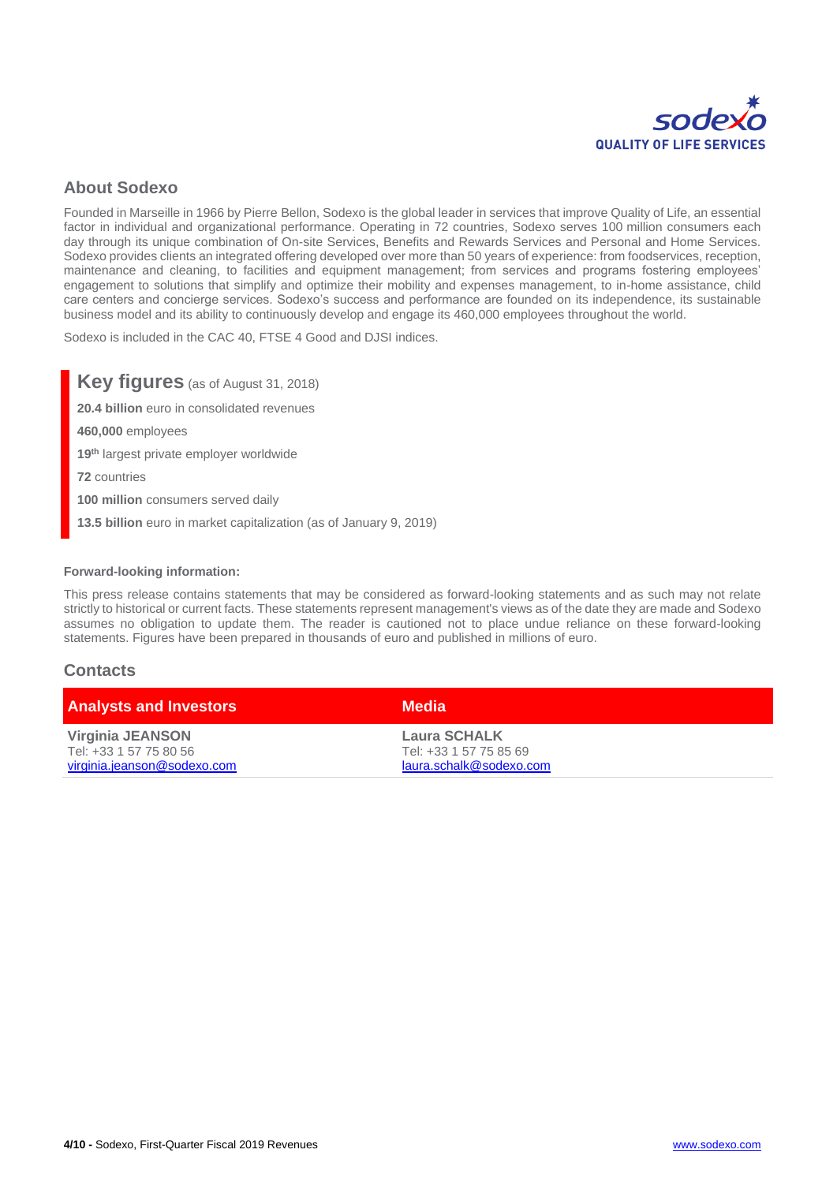## About Sodexo

Founded in Marseille in 1966 by Pierre Bellon, Sodexo is the global leader in services that improve Quality of Life, an essential factor in individual and organizational performance. Operating in 72 countries, Sodexo serves 100 million consumers each day through its unique combination of On-site Services, Benefits and Rewards Services and Personal and Home Services. Sodexo provides clients an integrated offering developed over more than 50 years of experience: from foodservices, reception, maintenance and cleaning, to facilities and equipment management; from services and programs fostering employees' engagement to solutions that simplify and optimize their mobility and expenses management, to in-home assistance, child care centers and concierge services. Sodexo's success and performance are founded on its independence, its sustainable business model and its ability to continuously develop and engage its 460,000 employees throughout the world.

Sodexo is included in the CAC 40, FTSE 4 Good and DJSI indices.

### Key figures (as of August 31, 2018)

**20.4 billion** euro in consolidated revenues

**460,000** employees

**19th** largest private employer worldwide

**72** countries

**100 million** consumers served daily

**13.5 billion** euro in market capitalization (as of January 9, 2019)

#### Forward-looking information:

This press release contains statements that may be considered as forward-looking statements and as such may not relate strictly to historical or current facts. These statements represent management's views as of the date they are made and Sodexo assumes no obligation to update them. The reader is cautioned not to place undue reliance on these forward-looking statements. Figures have been prepared in thousands of euro and published in millions of euro.

## Contacts

| Analysts and Investors | Media |
| --- | --- |
| **Virginia JEANSON**<br>Tel: +33 1 57 75 80 56<br>virginia.jeanson@sodexo.com | **Laura SCHALK**<br>Tel: +33 1 57 75 85 69<br>laura.schalk@sodexo.com |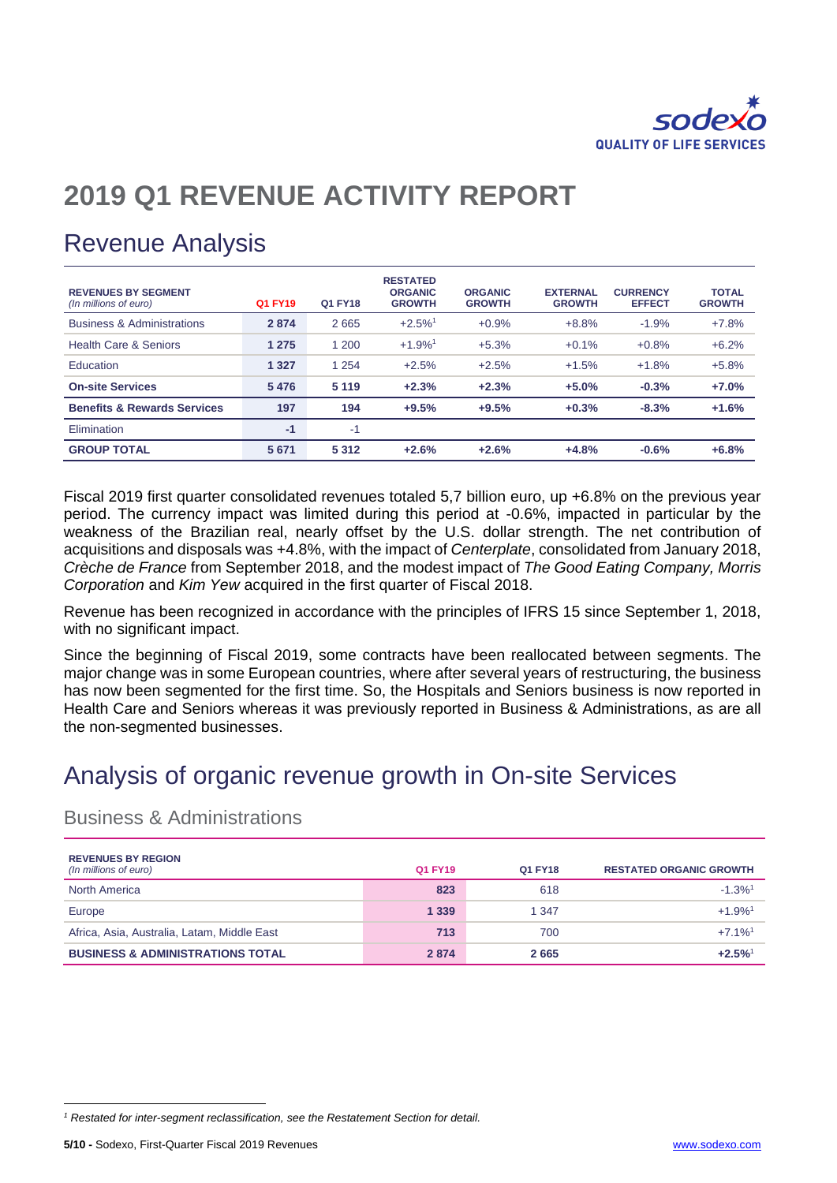# 2019 Q1 REVENUE ACTIVITY REPORT

## Revenue Analysis

| **REVENUES BY SEGMENT** *(In millions of euro)* | **Q1 FY19** | **Q1 FY18** | **RESTATED ORGANIC GROWTH** | **ORGANIC GROWTH** | **EXTERNAL GROWTH** | **CURRENCY EFFECT** | **TOTAL GROWTH** |
|---|---|---|---|---|---|---|---|
| Business & Administrations | **2 874** | 2 665 | +2.5%[1] | +0.9% | +8.8% | -1.9% | +7.8% |
| Health Care & Seniors | **1 275** | 1 200 | +1.9%[1] | +5.3% | +0.1% | +0.8% | +6.2% |
| Education | **1 327** | 1 254 | +2.5% | +2.5% | +1.5% | +1.8% | +5.8% |
| **On-site Services** | **5 476** | **5 119** | **+2.3%** | **+2.3%** | **+5.0%** | **-0.3%** | **+7.0%** |
| **Benefits & Rewards Services** | **197** | **194** | **+9.5%** | **+9.5%** | **+0.3%** | **-8.3%** | **+1.6%** |
| Elimination | **-1** | -1 | | | | | |
| **GROUP TOTAL** | **5 671** | **5 312** | **+2.6%** | **+2.6%** | **+4.8%** | **-0.6%** | **+6.8%** |

Fiscal 2019 first quarter consolidated revenues totaled 5,7 billion euro, up +6.8% on the previous year period. The currency impact was limited during this period at -0.6%, impacted in particular by the weakness of the Brazilian real, nearly offset by the U.S. dollar strength. The net contribution of acquisitions and disposals was +4.8%, with the impact of *Centerplate*, consolidated from January 2018, *Crèche de France* from September 2018, and the modest impact of *The Good Eating Company, Morris Corporation* and *Kim Yew* acquired in the first quarter of Fiscal 2018.

Revenue has been recognized in accordance with the principles of IFRS 15 since September 1, 2018, with no significant impact.

Since the beginning of Fiscal 2019, some contracts have been reallocated between segments. The major change was in some European countries, where after several years of restructuring, the business has now been segmented for the first time. So, the Hospitals and Seniors business is now reported in Health Care and Seniors whereas it was previously reported in Business & Administrations, as are all the non-segmented businesses.

## Analysis of organic revenue growth in On-site Services

### Business & Administrations

| **REVENUES BY REGION** *(In millions of euro)* | **Q1 FY19** | **Q1 FY18** | **RESTATED ORGANIC GROWTH** |
|---|---|---|---|
| North America | **823** | 618 | -1.3%[1] |
| Europe | **1 339** | 1 347 | +1.9%[1] |
| Africa, Asia, Australia, Latam, Middle East | **713** | 700 | +7.1%[1] |
| **BUSINESS & ADMINISTRATIONS TOTAL** | **2 874** | **2 665** | **+2.5%[1]** |

[1] *Restated for inter-segment reclassification, see the Restatement Section for detail.*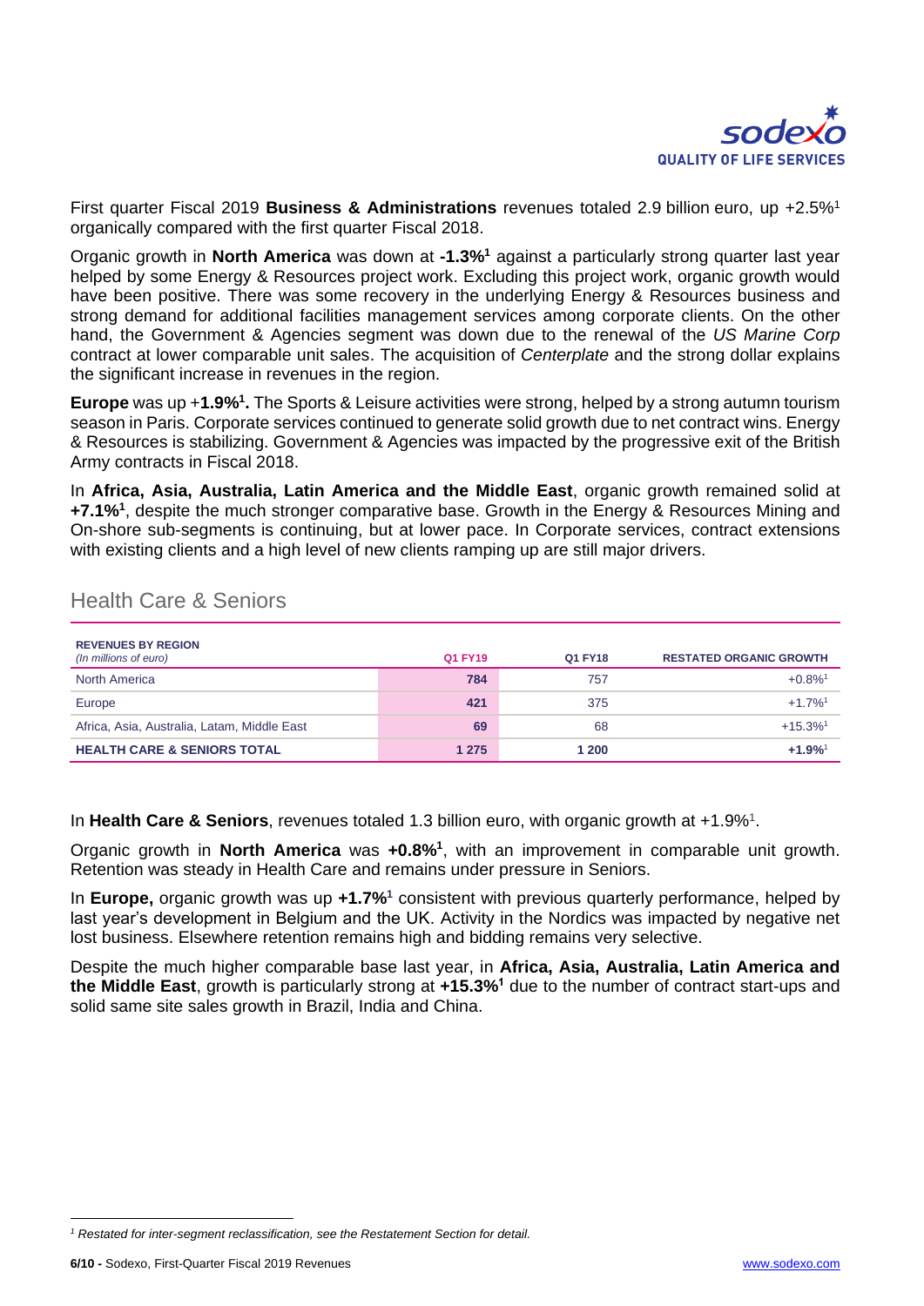First quarter Fiscal 2019 **Business & Administrations** revenues totaled 2.9 billion euro, up +2.5%[1] organically compared with the first quarter Fiscal 2018.

Organic growth in **North America** was down at **-1.3%[1]** against a particularly strong quarter last year helped by some Energy & Resources project work. Excluding this project work, organic growth would have been positive. There was some recovery in the underlying Energy & Resources business and strong demand for additional facilities management services among corporate clients. On the other hand, the Government & Agencies segment was down due to the renewal of the *US Marine Corp* contract at lower comparable unit sales. The acquisition of *Centerplate* and the strong dollar explains the significant increase in revenues in the region.

**Europe** was up +**1.9%[1].** The Sports & Leisure activities were strong, helped by a strong autumn tourism season in Paris. Corporate services continued to generate solid growth due to net contract wins. Energy & Resources is stabilizing. Government & Agencies was impacted by the progressive exit of the British Army contracts in Fiscal 2018.

In **Africa, Asia, Australia, Latin America and the Middle East**, organic growth remained solid at **+7.1%[1]**, despite the much stronger comparative base. Growth in the Energy & Resources Mining and On-shore sub-segments is continuing, but at lower pace. In Corporate services, contract extensions with existing clients and a high level of new clients ramping up are still major drivers.

## Health Care & Seniors

| **REVENUES BY REGION** *(In millions of euro)* | **Q1 FY19** | **Q1 FY18** | **RESTATED ORGANIC GROWTH** |
|---|---|---|---|
| North America | **784** | 757 | +0.8%[1] |
| Europe | **421** | 375 | +1.7%[1] |
| Africa, Asia, Australia, Latam, Middle East | **69** | 68 | +15.3%[1] |
| **HEALTH CARE & SENIORS TOTAL** | **1 275** | **1 200** | **+1.9%[1]** |

In **Health Care & Seniors**, revenues totaled 1.3 billion euro, with organic growth at +1.9%[1].

Organic growth in **North America** was **+0.8%[1]**, with an improvement in comparable unit growth. Retention was steady in Health Care and remains under pressure in Seniors.

In **Europe,** organic growth was up **+1.7%[1]** consistent with previous quarterly performance, helped by last year's development in Belgium and the UK. Activity in the Nordics was impacted by negative net lost business. Elsewhere retention remains high and bidding remains very selective.

Despite the much higher comparable base last year, in **Africa, Asia, Australia, Latin America and the Middle East**, growth is particularly strong at **+15.3%[1]** due to the number of contract start-ups and solid same site sales growth in Brazil, India and China.

---

[1] *Restated for inter-segment reclassification, see the Restatement Section for detail.*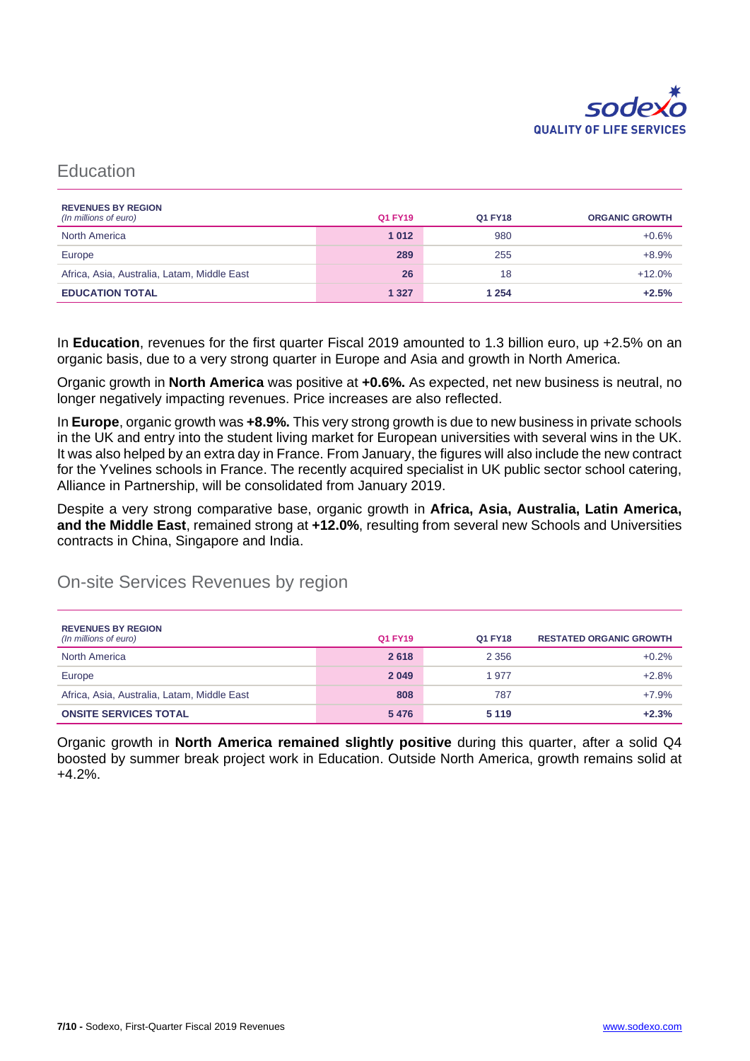## Education

| REVENUES BY REGION *(In millions of euro)* | Q1 FY19 | Q1 FY18 | ORGANIC GROWTH |
|---|---|---|---|
| North America | **1 012** | 980 | +0.6% |
| Europe | **289** | 255 | +8.9% |
| Africa, Asia, Australia, Latam, Middle East | **26** | 18 | +12.0% |
| **EDUCATION TOTAL** | **1 327** | **1 254** | **+2.5%** |

In **Education**, revenues for the first quarter Fiscal 2019 amounted to 1.3 billion euro, up +2.5% on an organic basis, due to a very strong quarter in Europe and Asia and growth in North America.

Organic growth in **North America** was positive at **+0.6%.** As expected, net new business is neutral, no longer negatively impacting revenues. Price increases are also reflected.

In **Europe**, organic growth was **+8.9%.** This very strong growth is due to new business in private schools in the UK and entry into the student living market for European universities with several wins in the UK. It was also helped by an extra day in France. From January, the figures will also include the new contract for the Yvelines schools in France. The recently acquired specialist in UK public sector school catering, Alliance in Partnership, will be consolidated from January 2019.

Despite a very strong comparative base, organic growth in **Africa, Asia, Australia, Latin America, and the Middle East**, remained strong at **+12.0%**, resulting from several new Schools and Universities contracts in China, Singapore and India.

## On-site Services Revenues by region

| REVENUES BY REGION *(In millions of euro)* | Q1 FY19 | Q1 FY18 | RESTATED ORGANIC GROWTH |
|---|---|---|---|
| North America | **2 618** | 2 356 | +0.2% |
| Europe | **2 049** | 1 977 | +2.8% |
| Africa, Asia, Australia, Latam, Middle East | **808** | 787 | +7.9% |
| **ONSITE SERVICES TOTAL** | **5 476** | **5 119** | **+2.3%** |

Organic growth in **North America remained slightly positive** during this quarter, after a solid Q4 boosted by summer break project work in Education. Outside North America, growth remains solid at +4.2%.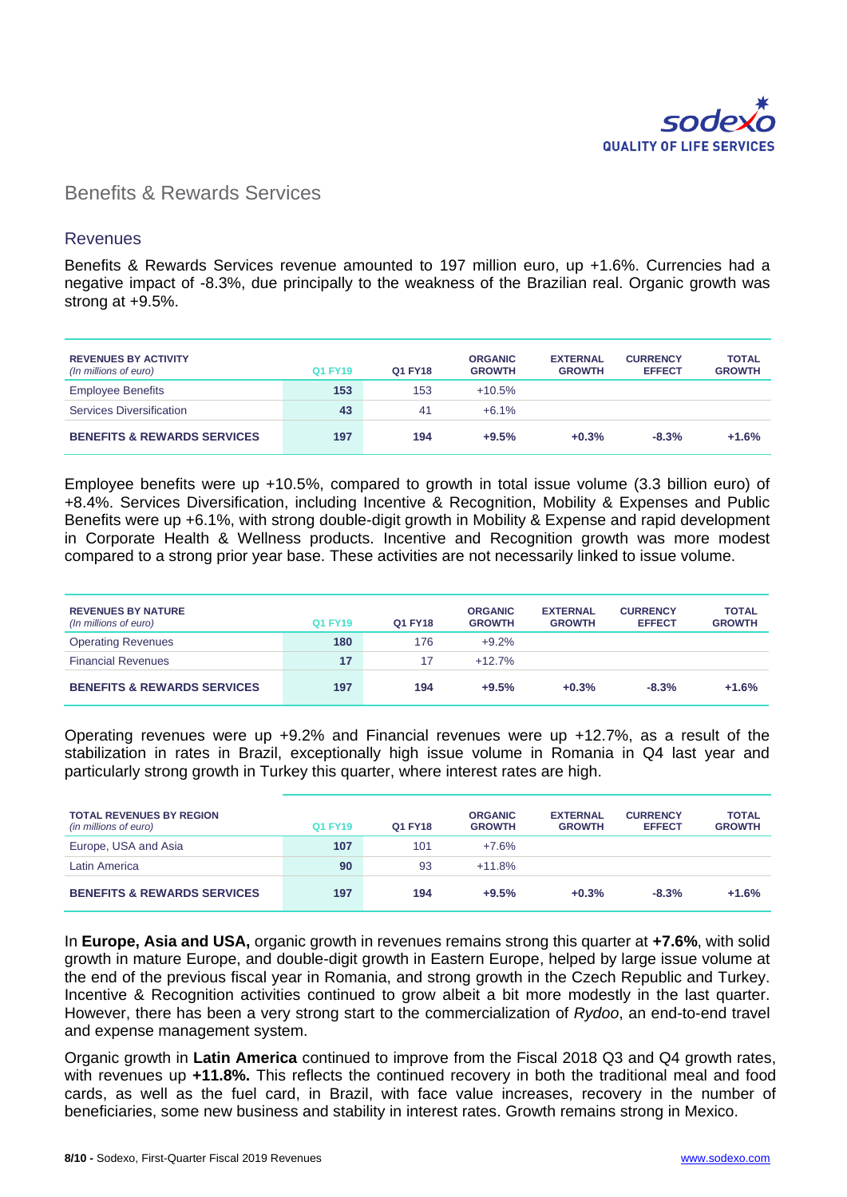## Benefits & Rewards Services

### Revenues

Benefits & Rewards Services revenue amounted to 197 million euro, up +1.6%. Currencies had a negative impact of -8.3%, due principally to the weakness of the Brazilian real. Organic growth was strong at +9.5%.

| REVENUES BY ACTIVITY *(In millions of euro)* | Q1 FY19 | Q1 FY18 | ORGANIC GROWTH | EXTERNAL GROWTH | CURRENCY EFFECT | TOTAL GROWTH |
|---|---|---|---|---|---|---|
| Employee Benefits | 153 | 153 | +10.5% | | | |
| Services Diversification | 43 | 41 | +6.1% | | | |
| **BENEFITS & REWARDS SERVICES** | **197** | **194** | **+9.5%** | **+0.3%** | **-8.3%** | **+1.6%** |

Employee benefits were up +10.5%, compared to growth in total issue volume (3.3 billion euro) of +8.4%. Services Diversification, including Incentive & Recognition, Mobility & Expenses and Public Benefits were up +6.1%, with strong double-digit growth in Mobility & Expense and rapid development in Corporate Health & Wellness products. Incentive and Recognition growth was more modest compared to a strong prior year base. These activities are not necessarily linked to issue volume.

| REVENUES BY NATURE *(In millions of euro)* | Q1 FY19 | Q1 FY18 | ORGANIC GROWTH | EXTERNAL GROWTH | CURRENCY EFFECT | TOTAL GROWTH |
|---|---|---|---|---|---|---|
| Operating Revenues | 180 | 176 | +9.2% | | | |
| Financial Revenues | 17 | 17 | +12.7% | | | |
| **BENEFITS & REWARDS SERVICES** | **197** | **194** | **+9.5%** | **+0.3%** | **-8.3%** | **+1.6%** |

Operating revenues were up +9.2% and Financial revenues were up +12.7%, as a result of the stabilization in rates in Brazil, exceptionally high issue volume in Romania in Q4 last year and particularly strong growth in Turkey this quarter, where interest rates are high.

| TOTAL REVENUES BY REGION *(in millions of euro)* | Q1 FY19 | Q1 FY18 | ORGANIC GROWTH | EXTERNAL GROWTH | CURRENCY EFFECT | TOTAL GROWTH |
|---|---|---|---|---|---|---|
| Europe, USA and Asia | 107 | 101 | +7.6% | | | |
| Latin America | 90 | 93 | +11.8% | | | |
| **BENEFITS & REWARDS SERVICES** | **197** | **194** | **+9.5%** | **+0.3%** | **-8.3%** | **+1.6%** |

In **Europe, Asia and USA,** organic growth in revenues remains strong this quarter at **+7.6%**, with solid growth in mature Europe, and double-digit growth in Eastern Europe, helped by large issue volume at the end of the previous fiscal year in Romania, and strong growth in the Czech Republic and Turkey. Incentive & Recognition activities continued to grow albeit a bit more modestly in the last quarter. However, there has been a very strong start to the commercialization of *Rydoo*, an end-to-end travel and expense management system.

Organic growth in **Latin America** continued to improve from the Fiscal 2018 Q3 and Q4 growth rates, with revenues up **+11.8%.** This reflects the continued recovery in both the traditional meal and food cards, as well as the fuel card, in Brazil, with face value increases, recovery in the number of beneficiaries, some new business and stability in interest rates. Growth remains strong in Mexico.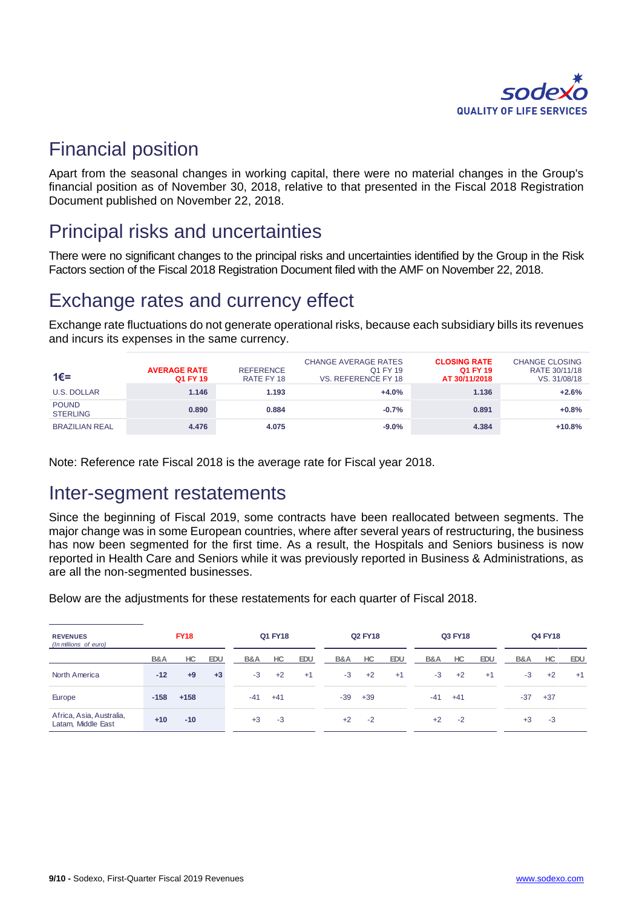## Financial position

Apart from the seasonal changes in working capital, there were no material changes in the Group's financial position as of November 30, 2018, relative to that presented in the Fiscal 2018 Registration Document published on November 22, 2018.

## Principal risks and uncertainties

There were no significant changes to the principal risks and uncertainties identified by the Group in the Risk Factors section of the Fiscal 2018 Registration Document filed with the AMF on November 22, 2018.

## Exchange rates and currency effect

Exchange rate fluctuations do not generate operational risks, because each subsidiary bills its revenues and incurs its expenses in the same currency.

| 1€= | AVERAGE RATE Q1 FY 19 | REFERENCE RATE FY 18 | CHANGE AVERAGE RATES Q1 FY 19 VS. REFERENCE FY 18 | CLOSING RATE Q1 FY 19 AT 30/11/2018 | CHANGE CLOSING RATE 30/11/18 VS. 31/08/18 |
|---|---|---|---|---|---|
| U.S. DOLLAR | 1.146 | 1.193 | +4.0% | 1.136 | +2.6% |
| POUND STERLING | 0.890 | 0.884 | -0.7% | 0.891 | +0.8% |
| BRAZILIAN REAL | 4.476 | 4.075 | -9.0% | 4.384 | +10.8% |

Note: Reference rate Fiscal 2018 is the average rate for Fiscal year 2018.

## Inter-segment restatements

Since the beginning of Fiscal 2019, some contracts have been reallocated between segments. The major change was in some European countries, where after several years of restructuring, the business has now been segmented for the first time. As a result, the Hospitals and Seniors business is now reported in Health Care and Seniors while it was previously reported in Business & Administrations, as are all the non-segmented businesses.

Below are the adjustments for these restatements for each quarter of Fiscal 2018.

| REVENUES *(In millions of euro)* | FY18 | | | Q1 FY18 | | | Q2 FY18 | | | Q3 FY18 | | | Q4 FY18 | | |
|---|---|---|---|---|---|---|---|---|---|---|---|---|---|---|---|
| | B&A | HC | EDU | B&A | HC | EDU | B&A | HC | EDU | B&A | HC | EDU | B&A | HC | EDU |
| North America | -12 | +9 | +3 | -3 | +2 | +1 | -3 | +2 | +1 | -3 | +2 | +1 | -3 | +2 | +1 |
| Europe | -158 | +158 | | -41 | +41 | | -39 | +39 | | -41 | +41 | | -37 | +37 | |
| Africa, Asia, Australia, Latam, Middle East | +10 | -10 | | +3 | -3 | | +2 | -2 | | +2 | -2 | | +3 | -3 | |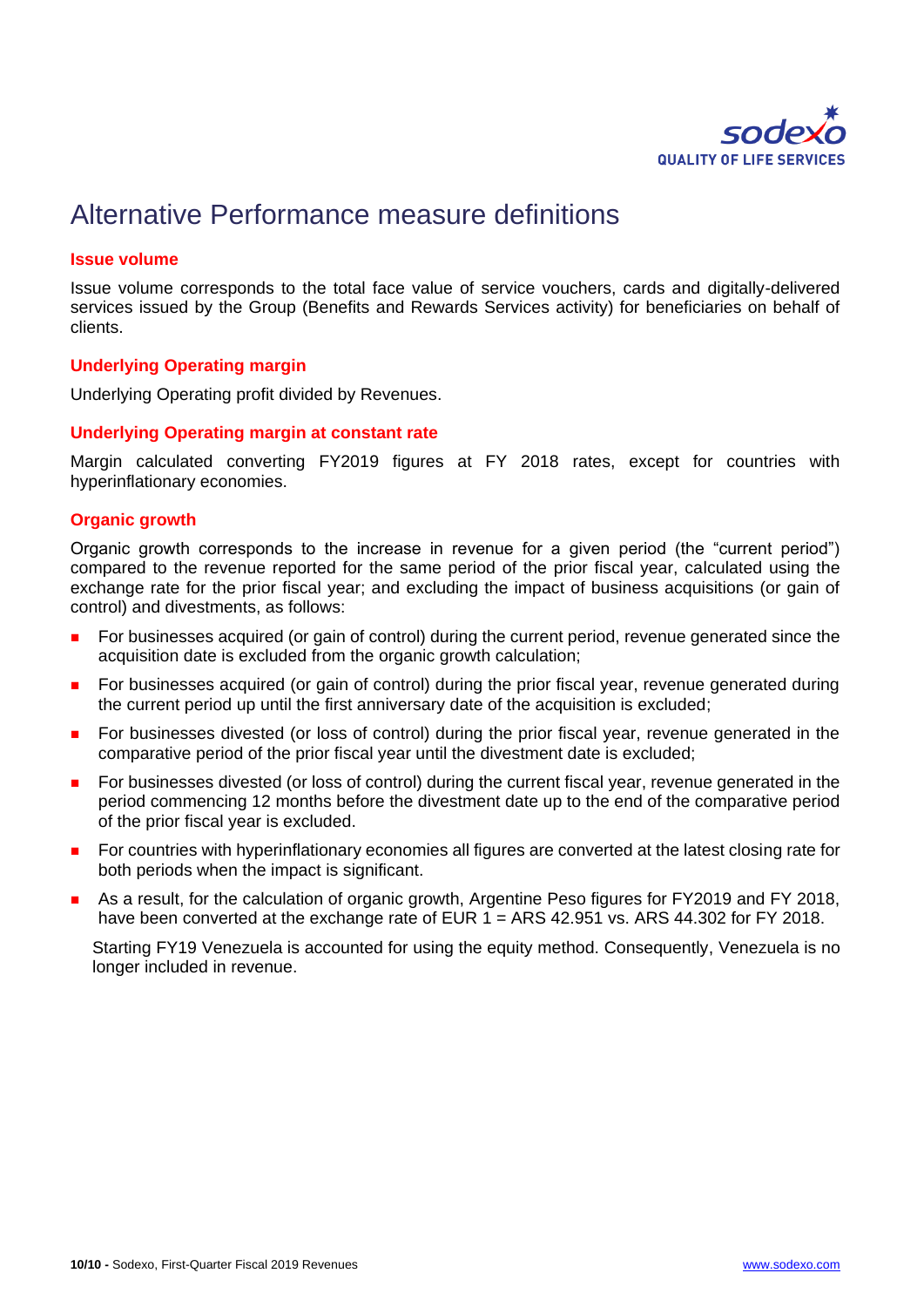# Alternative Performance measure definitions

### Issue volume

Issue volume corresponds to the total face value of service vouchers, cards and digitally-delivered services issued by the Group (Benefits and Rewards Services activity) for beneficiaries on behalf of clients.

### Underlying Operating margin

Underlying Operating profit divided by Revenues.

### Underlying Operating margin at constant rate

Margin calculated converting FY2019 figures at FY 2018 rates, except for countries with hyperinflationary economies.

### Organic growth

Organic growth corresponds to the increase in revenue for a given period (the "current period") compared to the revenue reported for the same period of the prior fiscal year, calculated using the exchange rate for the prior fiscal year; and excluding the impact of business acquisitions (or gain of control) and divestments, as follows:

- For businesses acquired (or gain of control) during the current period, revenue generated since the acquisition date is excluded from the organic growth calculation;
- For businesses acquired (or gain of control) during the prior fiscal year, revenue generated during the current period up until the first anniversary date of the acquisition is excluded;
- For businesses divested (or loss of control) during the prior fiscal year, revenue generated in the comparative period of the prior fiscal year until the divestment date is excluded;
- For businesses divested (or loss of control) during the current fiscal year, revenue generated in the period commencing 12 months before the divestment date up to the end of the comparative period of the prior fiscal year is excluded.
- For countries with hyperinflationary economies all figures are converted at the latest closing rate for both periods when the impact is significant.
- As a result, for the calculation of organic growth, Argentine Peso figures for FY2019 and FY 2018, have been converted at the exchange rate of EUR 1 = ARS 42.951 vs. ARS 44.302 for FY 2018.

Starting FY19 Venezuela is accounted for using the equity method. Consequently, Venezuela is no longer included in revenue.